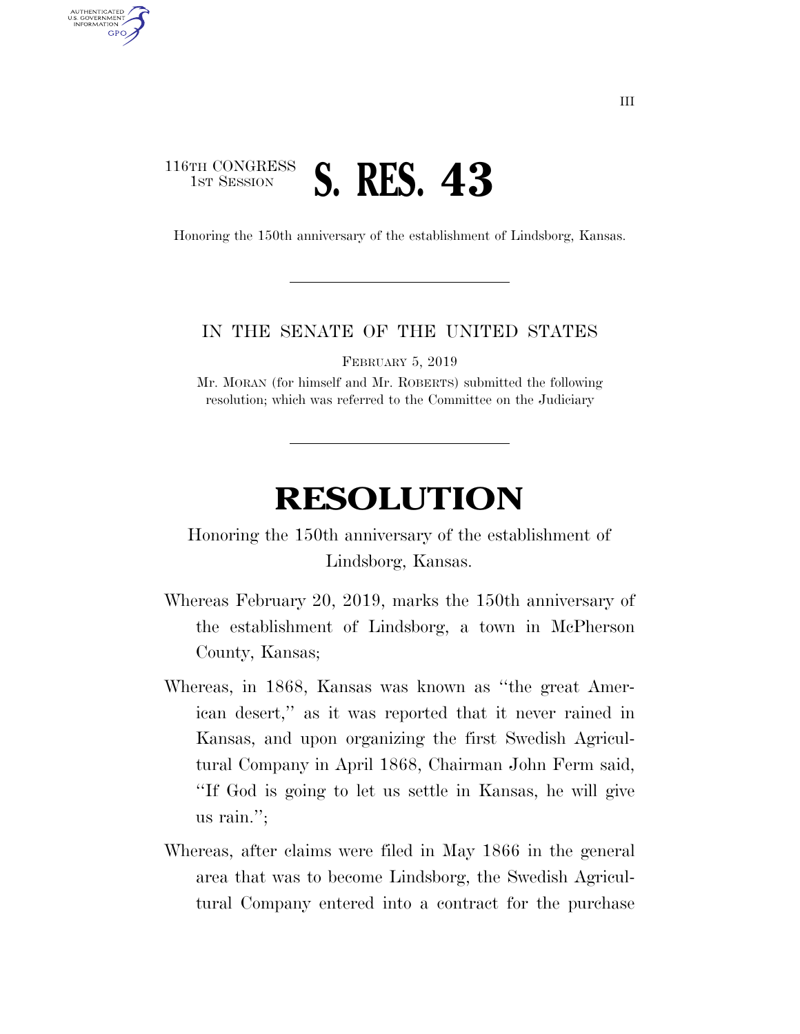116TH CONGRESS
1ST SESSION

# S. RES. 43

Honoring the 150th anniversary of the establishment of Lindsborg, Kansas.

IN THE SENATE OF THE UNITED STATES

FEBRUARY 5, 2019

Mr. MORAN (for himself and Mr. ROBERTS) submitted the following resolution; which was referred to the Committee on the Judiciary

# RESOLUTION

Honoring the 150th anniversary of the establishment of Lindsborg, Kansas.

Whereas February 20, 2019, marks the 150th anniversary of the establishment of Lindsborg, a town in McPherson County, Kansas;

Whereas, in 1868, Kansas was known as "the great American desert," as it was reported that it never rained in Kansas, and upon organizing the first Swedish Agricultural Company in April 1868, Chairman John Ferm said, "If God is going to let us settle in Kansas, he will give us rain.";

Whereas, after claims were filed in May 1866 in the general area that was to become Lindsborg, the Swedish Agricultural Company entered into a contract for the purchase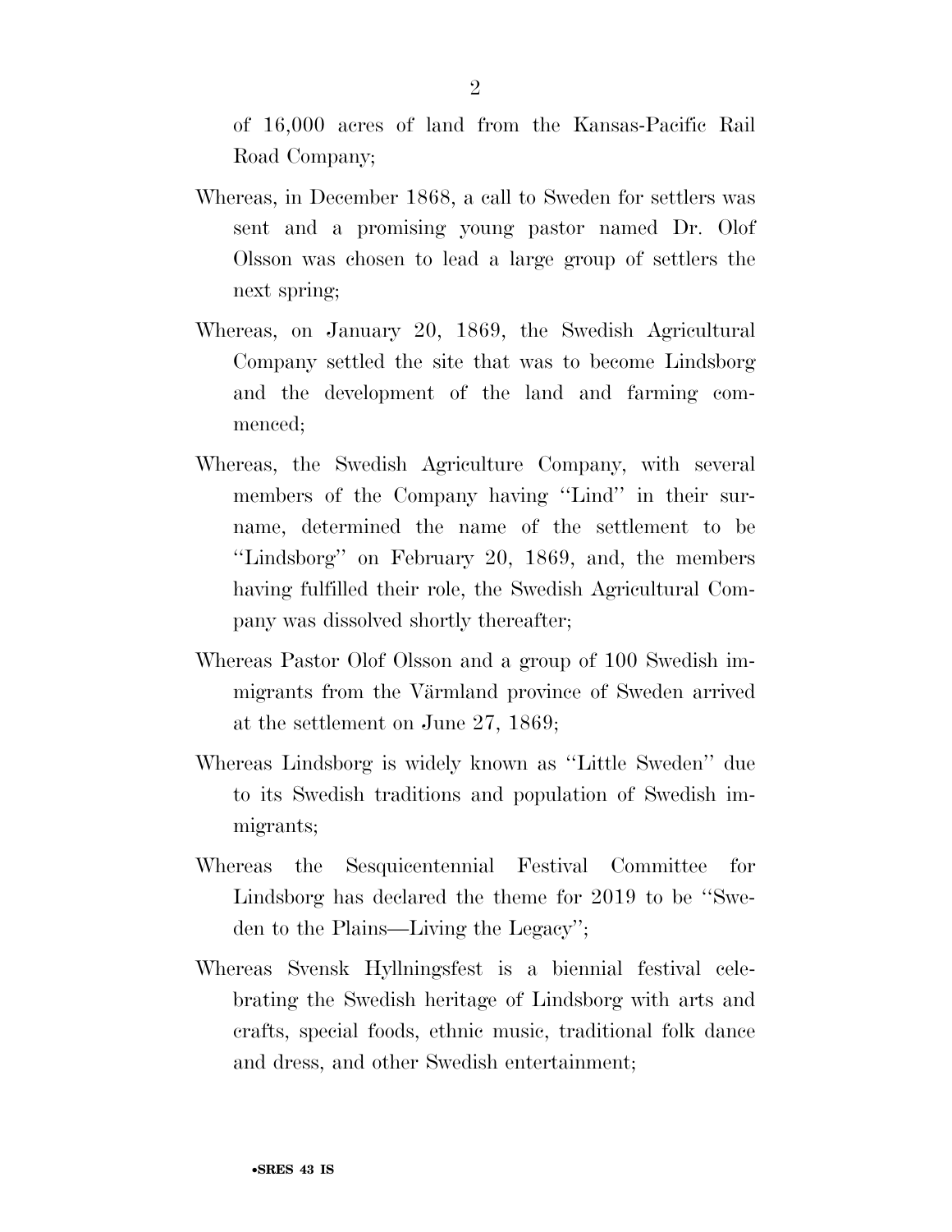of 16,000 acres of land from the Kansas-Pacific Rail Road Company;

Whereas, in December 1868, a call to Sweden for settlers was sent and a promising young pastor named Dr. Olof Olsson was chosen to lead a large group of settlers the next spring;

Whereas, on January 20, 1869, the Swedish Agricultural Company settled the site that was to become Lindsborg and the development of the land and farming commenced;

Whereas, the Swedish Agriculture Company, with several members of the Company having ''Lind'' in their surname, determined the name of the settlement to be ''Lindsborg'' on February 20, 1869, and, the members having fulfilled their role, the Swedish Agricultural Company was dissolved shortly thereafter;

Whereas Pastor Olof Olsson and a group of 100 Swedish immigrants from the Värmland province of Sweden arrived at the settlement on June 27, 1869;

Whereas Lindsborg is widely known as ''Little Sweden'' due to its Swedish traditions and population of Swedish immigrants;

Whereas the Sesquicentennial Festival Committee for Lindsborg has declared the theme for 2019 to be ''Sweden to the Plains—Living the Legacy'';

Whereas Svensk Hyllningsfest is a biennial festival celebrating the Swedish heritage of Lindsborg with arts and crafts, special foods, ethnic music, traditional folk dance and dress, and other Swedish entertainment;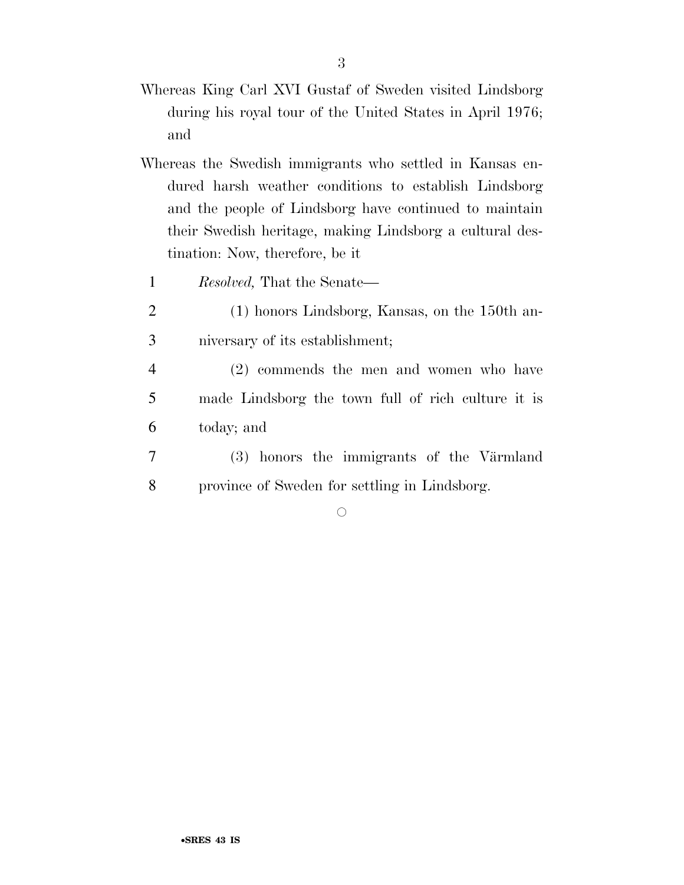Whereas King Carl XVI Gustaf of Sweden visited Lindsborg during his royal tour of the United States in April 1976; and

Whereas the Swedish immigrants who settled in Kansas endured harsh weather conditions to establish Lindsborg and the people of Lindsborg have continued to maintain their Swedish heritage, making Lindsborg a cultural destination: Now, therefore, be it

1 *Resolved,* That the Senate—

2 (1) honors Lindsborg, Kansas, on the 150th an-
3 niversary of its establishment;

4 (2) commends the men and women who have
5 made Lindsborg the town full of rich culture it is
6 today; and

7 (3) honors the immigrants of the Värmland
8 province of Sweden for settling in Lindsborg.

○